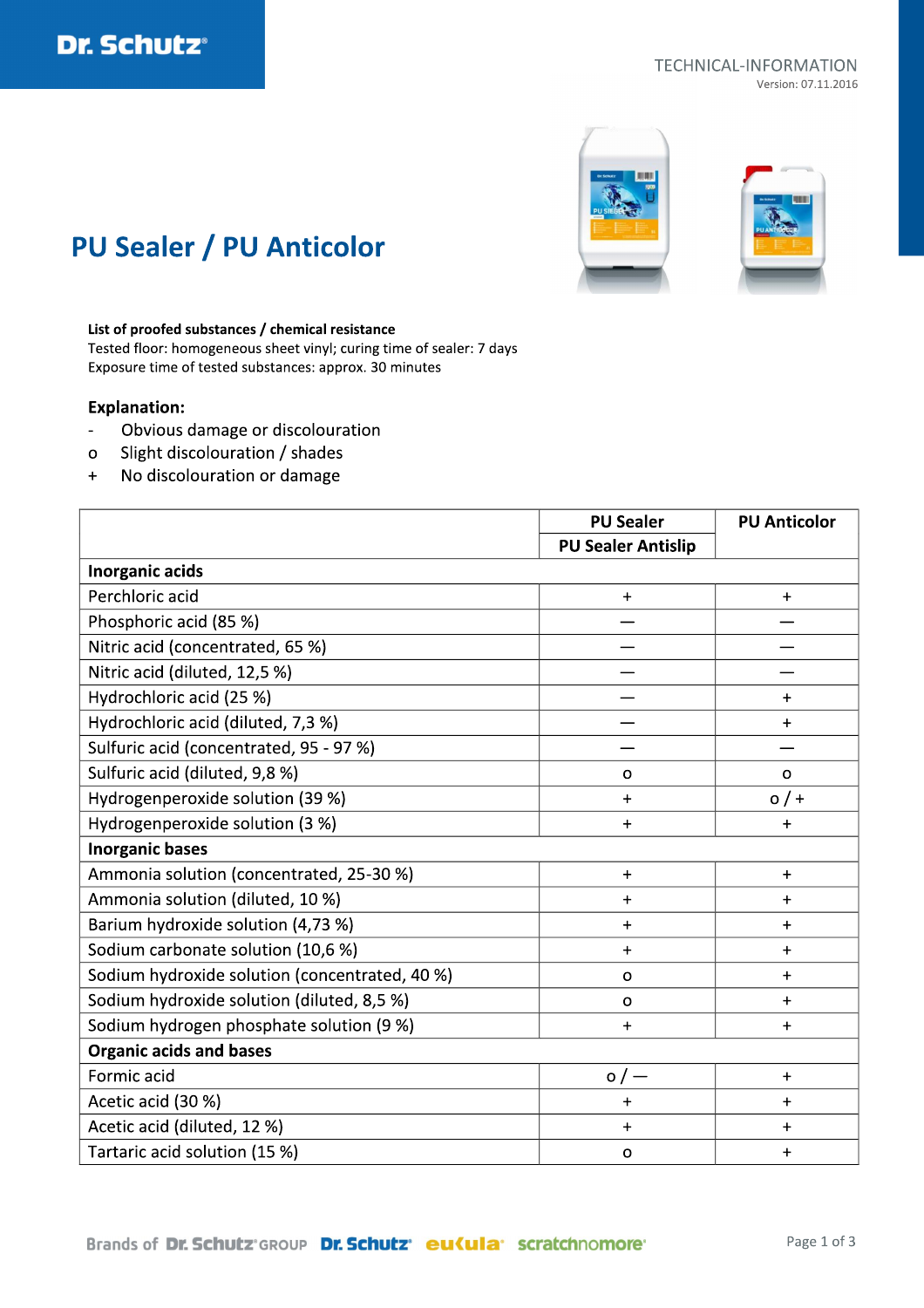Dr. Schutz®

TECHNICAL-INFORMATION
Version: 07.11.2016

# PU Sealer / PU Anticolor

**List of proofed substances / chemical resistance**
Tested floor: homogeneous sheet vinyl; curing time of sealer: 7 days
Exposure time of tested substances: approx. 30 minutes

**Explanation:**

- \- Obvious damage or discolouration
- o Slight discolouration / shades
- \+ No discolouration or damage

| | PU Sealer / PU Sealer Antislip | PU Anticolor |
|---|---|---|
| **Inorganic acids** | | |
| Perchloric acid | + | + |
| Phosphoric acid (85 %) | — | — |
| Nitric acid (concentrated, 65 %) | — | — |
| Nitric acid (diluted, 12,5 %) | — | — |
| Hydrochloric acid (25 %) | — | + |
| Hydrochloric acid (diluted, 7,3 %) | — | + |
| Sulfuric acid (concentrated, 95 - 97 %) | — | — |
| Sulfuric acid (diluted, 9,8 %) | o | o |
| Hydrogenperoxide solution (39 %) | + | o / + |
| Hydrogenperoxide solution (3 %) | + | + |
| **Inorganic bases** | | |
| Ammonia solution (concentrated, 25-30 %) | + | + |
| Ammonia solution (diluted, 10 %) | + | + |
| Barium hydroxide solution (4,73 %) | + | + |
| Sodium carbonate solution (10,6 %) | + | + |
| Sodium hydroxide solution (concentrated, 40 %) | o | + |
| Sodium hydroxide solution (diluted, 8,5 %) | o | + |
| Sodium hydrogen phosphate solution (9 %) | + | + |
| **Organic acids and bases** | | |
| Formic acid | o / — | + |
| Acetic acid (30 %) | + | + |
| Acetic acid (diluted, 12 %) | + | + |
| Tartaric acid solution (15 %) | o | + |

Brands of Dr. Schutz® GROUP Dr. Schutz® eukula® scratchnomore®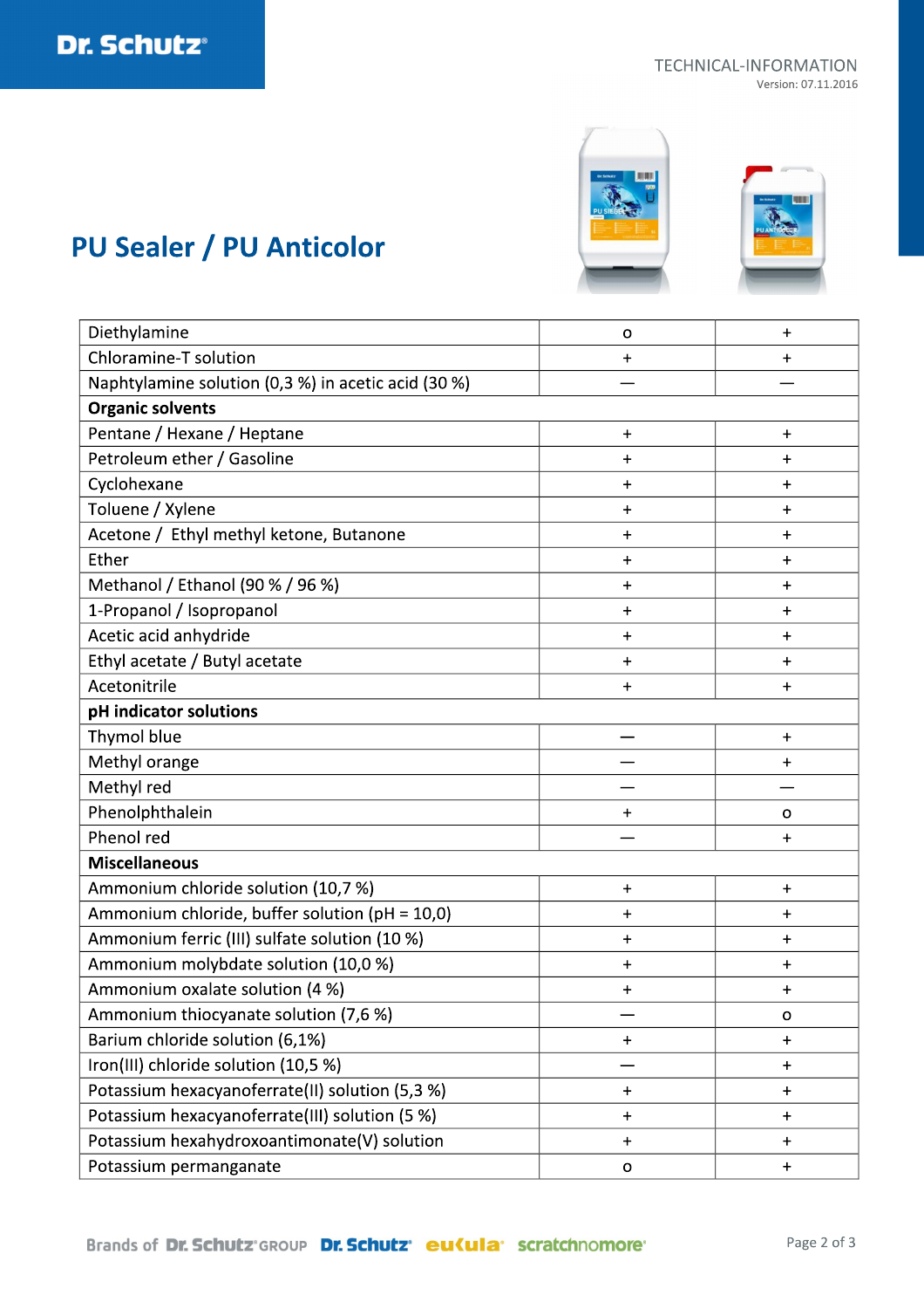TECHNICAL-INFORMATION

Version: 07.11.2016

# PU Sealer / PU Anticolor

| | | |
|---|---|---|
| Diethylamine | o | + |
| Chloramine-T solution | + | + |
| Naphtylamine solution (0,3 %) in acetic acid (30 %) | — | — |
| **Organic solvents** | | |
| Pentane / Hexane / Heptane | + | + |
| Petroleum ether / Gasoline | + | + |
| Cyclohexane | + | + |
| Toluene / Xylene | + | + |
| Acetone / Ethyl methyl ketone, Butanone | + | + |
| Ether | + | + |
| Methanol / Ethanol (90 % / 96 %) | + | + |
| 1-Propanol / Isopropanol | + | + |
| Acetic acid anhydride | + | + |
| Ethyl acetate / Butyl acetate | + | + |
| Acetonitrile | + | + |
| **pH indicator solutions** | | |
| Thymol blue | — | + |
| Methyl orange | — | + |
| Methyl red | — | — |
| Phenolphthalein | + | o |
| Phenol red | — | + |
| **Miscellaneous** | | |
| Ammonium chloride solution (10,7 %) | + | + |
| Ammonium chloride, buffer solution (pH = 10,0) | + | + |
| Ammonium ferric (III) sulfate solution (10 %) | + | + |
| Ammonium molybdate solution (10,0 %) | + | + |
| Ammonium oxalate solution (4 %) | + | + |
| Ammonium thiocyanate solution (7,6 %) | — | o |
| Barium chloride solution (6,1%) | + | + |
| Iron(III) chloride solution (10,5 %) | — | + |
| Potassium hexacyanoferrate(II) solution (5,3 %) | + | + |
| Potassium hexacyanoferrate(III) solution (5 %) | + | + |
| Potassium hexahydroxoantimonate(V) solution | + | + |
| Potassium permanganate | o | + |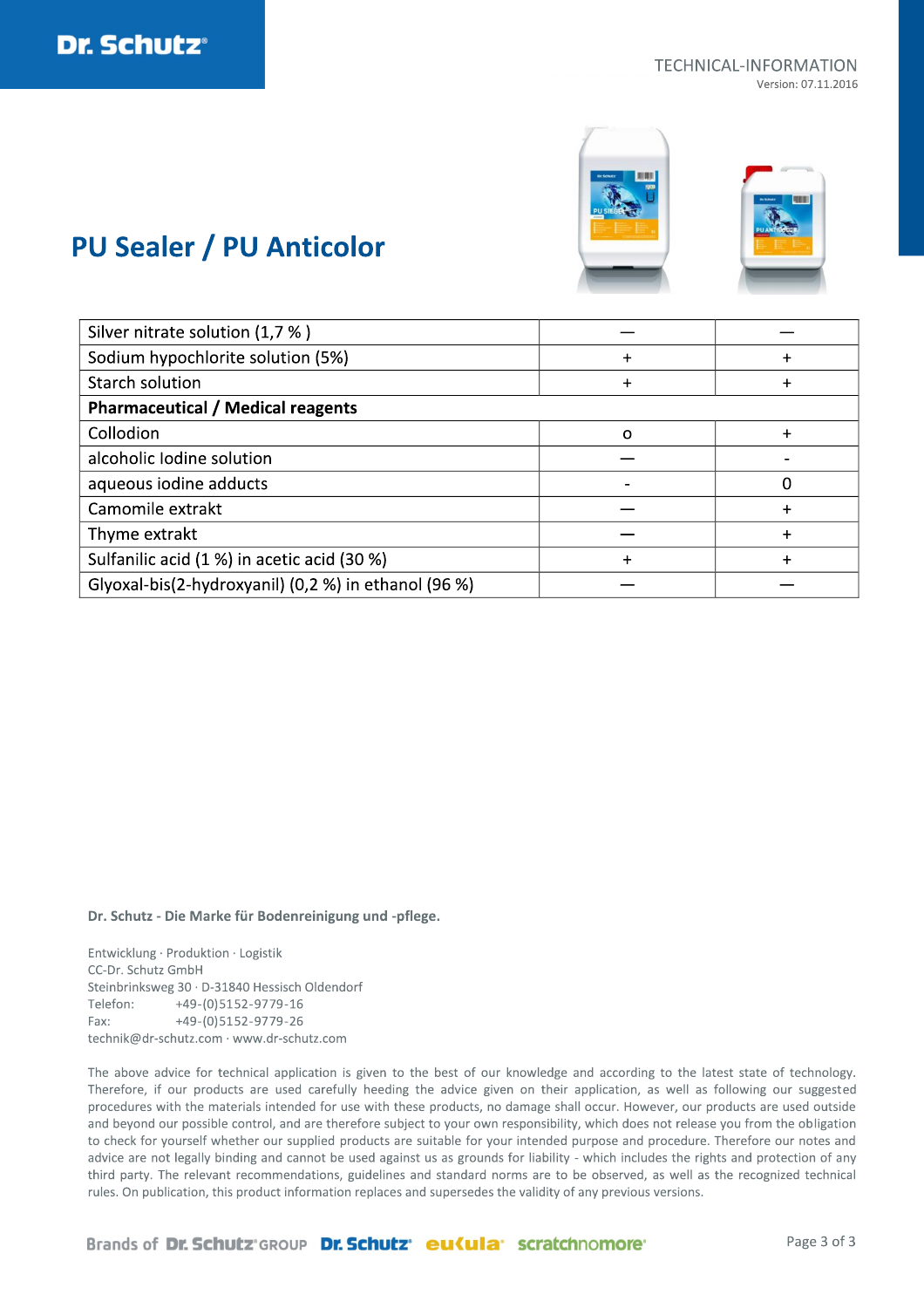TECHNICAL-INFORMATION
Version: 07.11.2016

# PU Sealer / PU Anticolor

| | | |
|---|---|---|
| Silver nitrate solution (1,7 % ) | — | — |
| Sodium hypochlorite solution (5%) | + | + |
| Starch solution | + | + |
| **Pharmaceutical / Medical reagents** | | |
| Collodion | o | + |
| alcoholic Iodine solution | — | - |
| aqueous iodine adducts | - | 0 |
| Camomile extrakt | — | + |
| Thyme extrakt | — | + |
| Sulfanilic acid (1 %) in acetic acid (30 %) | + | + |
| Glyoxal-bis(2-hydroxyanil) (0,2 %) in ethanol (96 %) | — | — |

**Dr. Schutz - Die Marke für Bodenreinigung und -pflege.**

Entwicklung · Produktion · Logistik
CC-Dr. Schutz GmbH
Steinbrinksweg 30 · D-31840 Hessisch Oldendorf
Telefon: +49-(0)5152-9779-16
Fax: +49-(0)5152-9779-26
technik@dr-schutz.com · www.dr-schutz.com

The above advice for technical application is given to the best of our knowledge and according to the latest state of technology. Therefore, if our products are used carefully heeding the advice given on their application, as well as following our suggested procedures with the materials intended for use with these products, no damage shall occur. However, our products are used outside and beyond our possible control, and are therefore subject to your own responsibility, which does not release you from the obligation to check for yourself whether our supplied products are suitable for your intended purpose and procedure. Therefore our notes and advice are not legally binding and cannot be used against us as grounds for liability - which includes the rights and protection of any third party. The relevant recommendations, guidelines and standard norms are to be observed, as well as the recognized technical rules. On publication, this product information replaces and supersedes the validity of any previous versions.

Brands of Dr. Schutz GROUP Dr. Schutz eukula scratchnomore